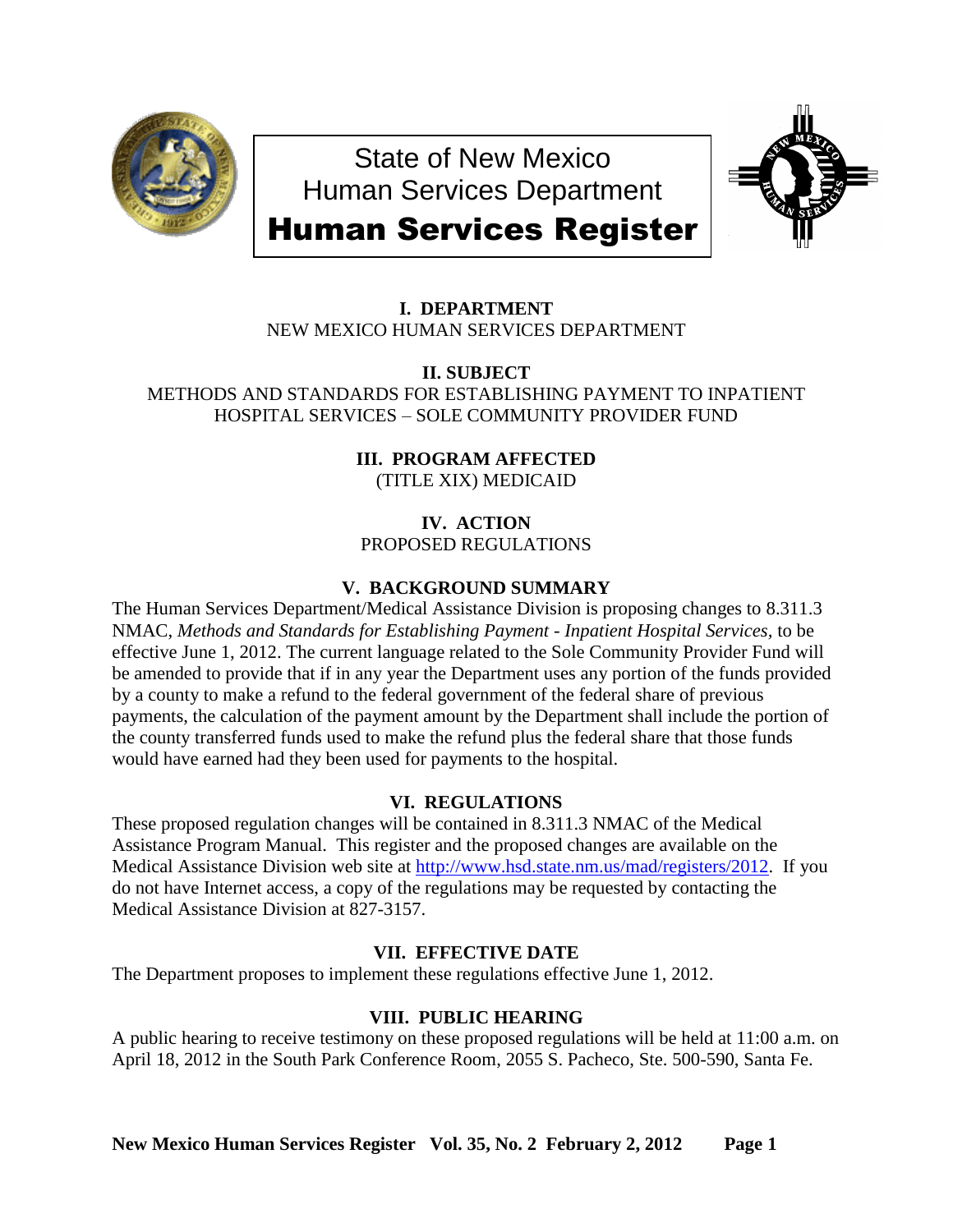State of New Mexico
Human Services Department

# Human Services Register

## I. DEPARTMENT

NEW MEXICO HUMAN SERVICES DEPARTMENT

## II. SUBJECT

METHODS AND STANDARDS FOR ESTABLISHING PAYMENT TO INPATIENT HOSPITAL SERVICES – SOLE COMMUNITY PROVIDER FUND

## III. PROGRAM AFFECTED

(TITLE XIX) MEDICAID

## IV. ACTION

PROPOSED REGULATIONS

## V. BACKGROUND SUMMARY

The Human Services Department/Medical Assistance Division is proposing changes to 8.311.3 NMAC, *Methods and Standards for Establishing Payment - Inpatient Hospital Services,* to be effective June 1, 2012. The current language related to the Sole Community Provider Fund will be amended to provide that if in any year the Department uses any portion of the funds provided by a county to make a refund to the federal government of the federal share of previous payments, the calculation of the payment amount by the Department shall include the portion of the county transferred funds used to make the refund plus the federal share that those funds would have earned had they been used for payments to the hospital.

## VI. REGULATIONS

These proposed regulation changes will be contained in 8.311.3 NMAC of the Medical Assistance Program Manual. This register and the proposed changes are available on the Medical Assistance Division web site at http://www.hsd.state.nm.us/mad/registers/2012. If you do not have Internet access, a copy of the regulations may be requested by contacting the Medical Assistance Division at 827-3157.

## VII. EFFECTIVE DATE

The Department proposes to implement these regulations effective June 1, 2012.

## VIII. PUBLIC HEARING

A public hearing to receive testimony on these proposed regulations will be held at 11:00 a.m. on April 18, 2012 in the South Park Conference Room, 2055 S. Pacheco, Ste. 500-590, Santa Fe.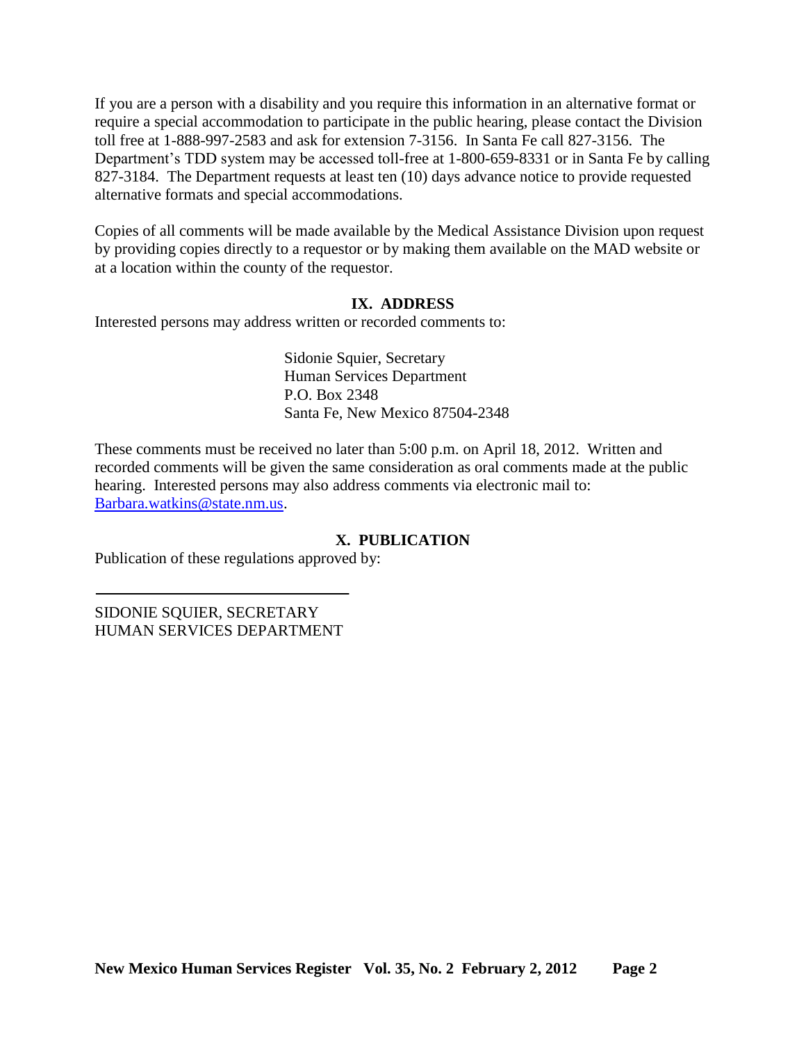If you are a person with a disability and you require this information in an alternative format or require a special accommodation to participate in the public hearing, please contact the Division toll free at 1-888-997-2583 and ask for extension 7-3156. In Santa Fe call 827-3156. The Department's TDD system may be accessed toll-free at 1-800-659-8331 or in Santa Fe by calling 827-3184. The Department requests at least ten (10) days advance notice to provide requested alternative formats and special accommodations.

Copies of all comments will be made available by the Medical Assistance Division upon request by providing copies directly to a requestor or by making them available on the MAD website or at a location within the county of the requestor.

## IX. ADDRESS

Interested persons may address written or recorded comments to:

Sidonie Squier, Secretary
Human Services Department
P.O. Box 2348
Santa Fe, New Mexico 87504-2348

These comments must be received no later than 5:00 p.m. on April 18, 2012. Written and recorded comments will be given the same consideration as oral comments made at the public hearing. Interested persons may also address comments via electronic mail to: [Barbara.watkins@state.nm.us](mailto:Barbara.watkins@state.nm.us).

## X. PUBLICATION

Publication of these regulations approved by:

\_\_\_\_\_\_\_\_\_\_\_\_\_\_\_\_\_\_\_\_\_\_\_\_\_\_\_\_\_\_\_\_

SIDONIE SQUIER, SECRETARY
HUMAN SERVICES DEPARTMENT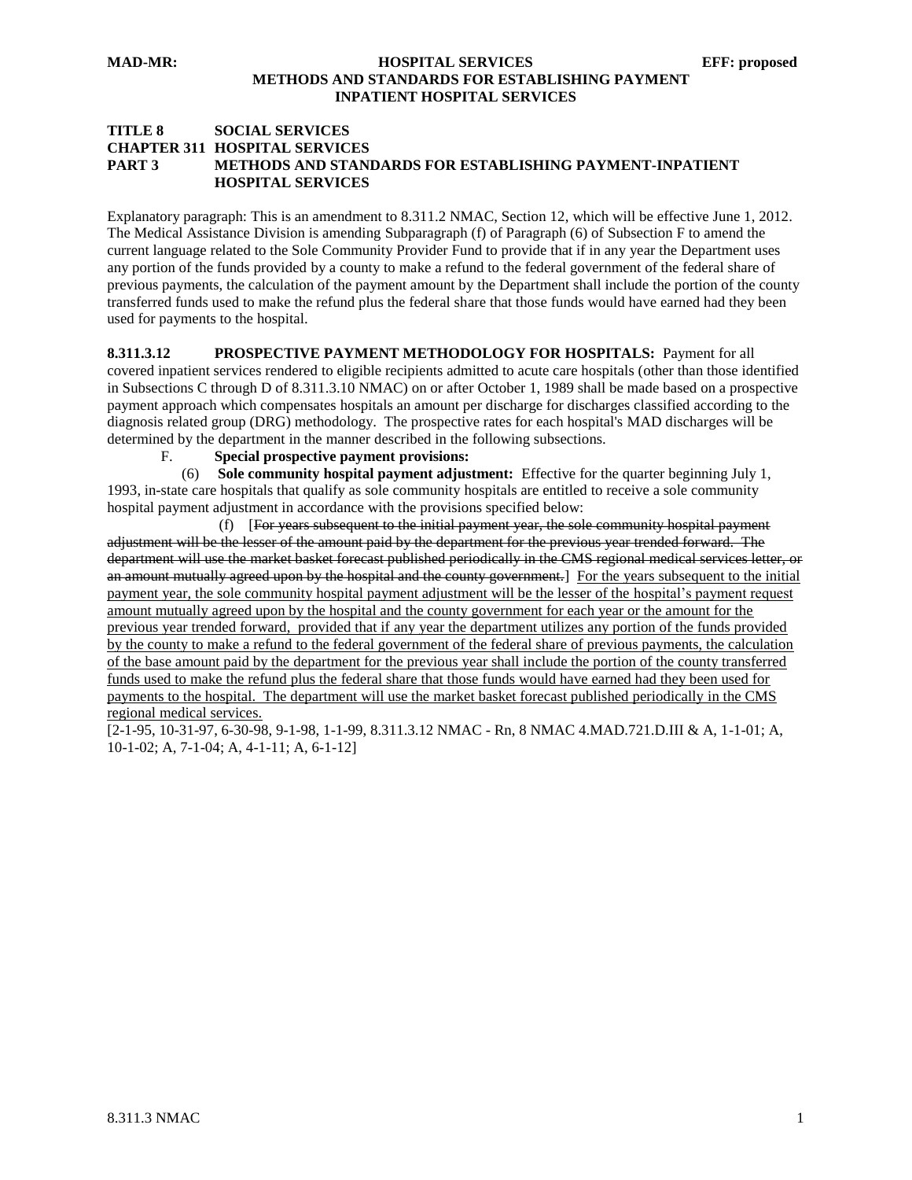**TITLE 8 SOCIAL SERVICES**
**CHAPTER 311 HOSPITAL SERVICES**
**PART 3 METHODS AND STANDARDS FOR ESTABLISHING PAYMENT-INPATIENT HOSPITAL SERVICES**

Explanatory paragraph: This is an amendment to 8.311.2 NMAC, Section 12, which will be effective June 1, 2012. The Medical Assistance Division is amending Subparagraph (f) of Paragraph (6) of Subsection F to amend the current language related to the Sole Community Provider Fund to provide that if in any year the Department uses any portion of the funds provided by a county to make a refund to the federal government of the federal share of previous payments, the calculation of the payment amount by the Department shall include the portion of the county transferred funds used to make the refund plus the federal share that those funds would have earned had they been used for payments to the hospital.

**8.311.3.12 PROSPECTIVE PAYMENT METHODOLOGY FOR HOSPITALS:** Payment for all covered inpatient services rendered to eligible recipients admitted to acute care hospitals (other than those identified in Subsections C through D of 8.311.3.10 NMAC) on or after October 1, 1989 shall be made based on a prospective payment approach which compensates hospitals an amount per discharge for discharges classified according to the diagnosis related group (DRG) methodology. The prospective rates for each hospital's MAD discharges will be determined by the department in the manner described in the following subsections.

F. **Special prospective payment provisions:**

(6) **Sole community hospital payment adjustment:** Effective for the quarter beginning July 1, 1993, in-state care hospitals that qualify as sole community hospitals are entitled to receive a sole community hospital payment adjustment in accordance with the provisions specified below:

(f) [~~For years subsequent to the initial payment year, the sole community hospital payment adjustment will be the lesser of the amount paid by the department for the previous year trended forward. The department will use the market basket forecast published periodically in the CMS regional medical services letter, or an amount mutually agreed upon by the hospital and the county government.~~] <u>For the years subsequent to the initial payment year, the sole community hospital payment adjustment will be the lesser of the hospital's payment request amount mutually agreed upon by the hospital and the county government for each year or the amount for the previous year trended forward, provided that if any year the department utilizes any portion of the funds provided by the county to make a refund to the federal government of the federal share of previous payments, the calculation of the base amount paid by the department for the previous year shall include the portion of the county transferred funds used to make the refund plus the federal share that those funds would have earned had they been used for payments to the hospital. The department will use the market basket forecast published periodically in the CMS regional medical services.</u>

[2-1-95, 10-31-97, 6-30-98, 9-1-98, 1-1-99, 8.311.3.12 NMAC - Rn, 8 NMAC 4.MAD.721.D.III & A, 1-1-01; A, 10-1-02; A, 7-1-04; A, 4-1-11; A, 6-1-12]